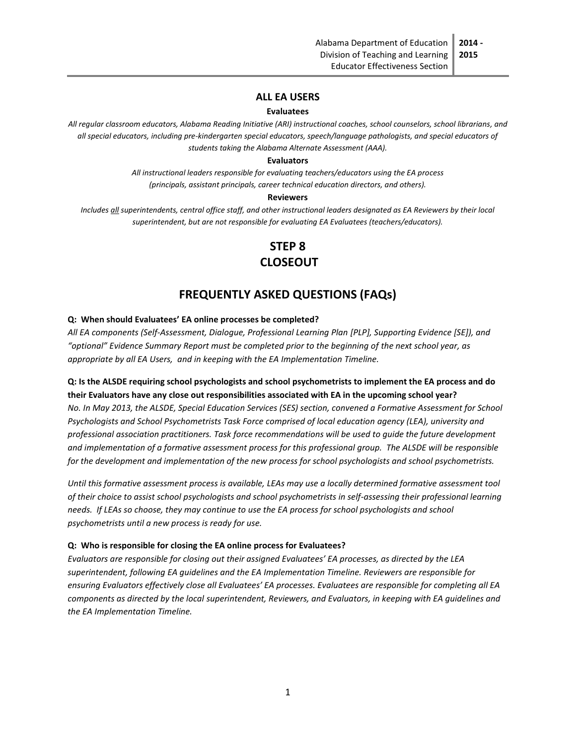## ALL EA USERS

### Evaluatees

*All regular classroom educators, Alabama Reading Initiative (ARI) instructional coaches, school counselors, school librarians, and all special educators, including pre-kindergarten special educators, speech/language pathologists, and special educators of students taking the Alabama Alternate Assessment (AAA).*

### Evaluators

*All instructional leaders responsible for evaluating teachers/educators using the EA process (principals, assistant principals, career technical education directors, and others).*

### Reviewers

*Includes all superintendents, central office staff, and other instructional leaders designated as EA Reviewers by their local superintendent, but are not responsible for evaluating EA Evaluatees (teachers/educators).*

# STEP 8
# CLOSEOUT

## FREQUENTLY ASKED QUESTIONS (FAQs)

**Q: When should Evaluatees' EA online processes be completed?**

*All EA components (Self-Assessment, Dialogue, Professional Learning Plan [PLP], Supporting Evidence [SE]), and "optional" Evidence Summary Report must be completed prior to the beginning of the next school year, as appropriate by all EA Users, and in keeping with the EA Implementation Timeline.*

**Q: Is the ALSDE requiring school psychologists and school psychometrists to implement the EA process and do their Evaluators have any close out responsibilities associated with EA in the upcoming school year?**

*No. In May 2013, the ALSDE, Special Education Services (SES) section, convened a Formative Assessment for School Psychologists and School Psychometrists Task Force comprised of local education agency (LEA), university and professional association practitioners. Task force recommendations will be used to guide the future development and implementation of a formative assessment process for this professional group. The ALSDE will be responsible for the development and implementation of the new process for school psychologists and school psychometrists.*

*Until this formative assessment process is available, LEAs may use a locally determined formative assessment tool of their choice to assist school psychologists and school psychometrists in self-assessing their professional learning needs. If LEAs so choose, they may continue to use the EA process for school psychologists and school psychometrists until a new process is ready for use.*

**Q: Who is responsible for closing the EA online process for Evaluatees?**

*Evaluators are responsible for closing out their assigned Evaluatees' EA processes, as directed by the LEA superintendent, following EA guidelines and the EA Implementation Timeline. Reviewers are responsible for ensuring Evaluators effectively close all Evaluatees' EA processes. Evaluatees are responsible for completing all EA components as directed by the local superintendent, Reviewers, and Evaluators, in keeping with EA guidelines and the EA Implementation Timeline.*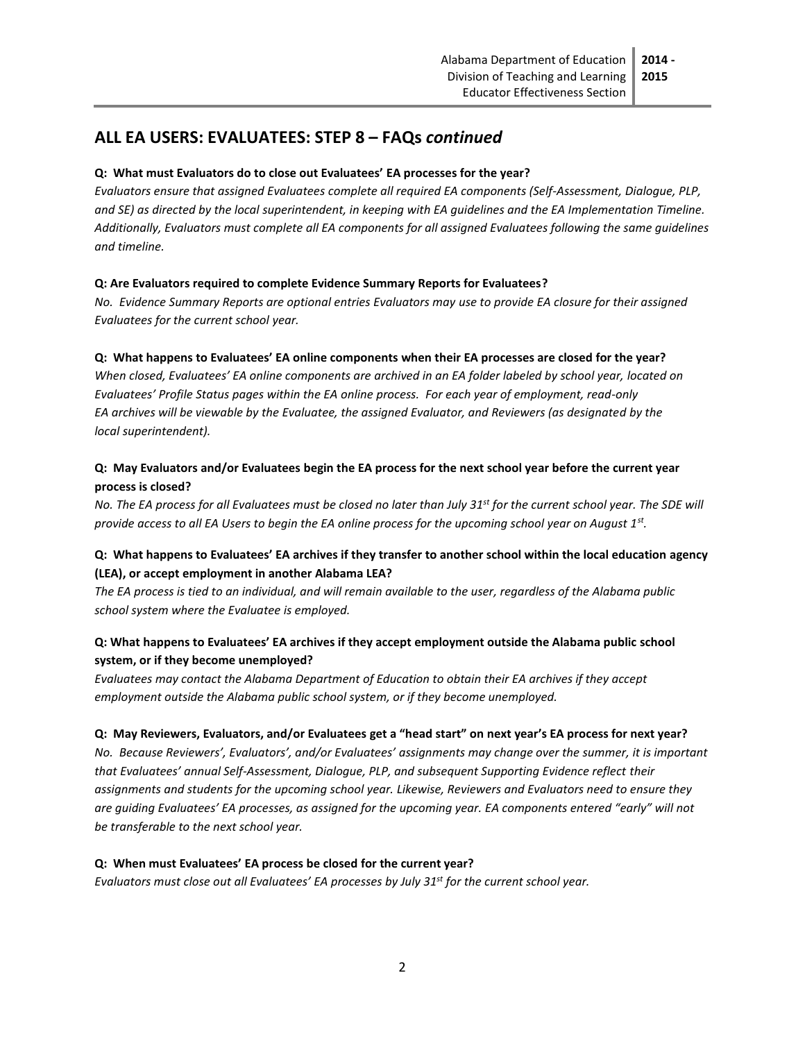## ALL EA USERS: EVALUATEES: STEP 8 – FAQs *continued*

**Q: What must Evaluators do to close out Evaluatees' EA processes for the year?**

*Evaluators ensure that assigned Evaluatees complete all required EA components (Self-Assessment, Dialogue, PLP, and SE) as directed by the local superintendent, in keeping with EA guidelines and the EA Implementation Timeline. Additionally, Evaluators must complete all EA components for all assigned Evaluatees following the same guidelines and timeline.*

**Q: Are Evaluators required to complete Evidence Summary Reports for Evaluatees?**

*No. Evidence Summary Reports are optional entries Evaluators may use to provide EA closure for their assigned Evaluatees for the current school year.*

**Q: What happens to Evaluatees' EA online components when their EA processes are closed for the year?**

*When closed, Evaluatees' EA online components are archived in an EA folder labeled by school year, located on Evaluatees' Profile Status pages within the EA online process. For each year of employment, read-only EA archives will be viewable by the Evaluatee, the assigned Evaluator, and Reviewers (as designated by the local superintendent).*

**Q: May Evaluators and/or Evaluatees begin the EA process for the next school year before the current year process is closed?**

*No. The EA process for all Evaluatees must be closed no later than July 31st for the current school year. The SDE will provide access to all EA Users to begin the EA online process for the upcoming school year on August 1st.*

**Q: What happens to Evaluatees' EA archives if they transfer to another school within the local education agency (LEA), or accept employment in another Alabama LEA?**

*The EA process is tied to an individual, and will remain available to the user, regardless of the Alabama public school system where the Evaluatee is employed.*

**Q: What happens to Evaluatees' EA archives if they accept employment outside the Alabama public school system, or if they become unemployed?**

*Evaluatees may contact the Alabama Department of Education to obtain their EA archives if they accept employment outside the Alabama public school system, or if they become unemployed.*

**Q: May Reviewers, Evaluators, and/or Evaluatees get a "head start" on next year's EA process for next year?**

*No. Because Reviewers', Evaluators', and/or Evaluatees' assignments may change over the summer, it is important that Evaluatees' annual Self-Assessment, Dialogue, PLP, and subsequent Supporting Evidence reflect their assignments and students for the upcoming school year. Likewise, Reviewers and Evaluators need to ensure they are guiding Evaluatees' EA processes, as assigned for the upcoming year. EA components entered "early" will not be transferable to the next school year.*

**Q: When must Evaluatees' EA process be closed for the current year?**

*Evaluators must close out all Evaluatees' EA processes by July 31st for the current school year.*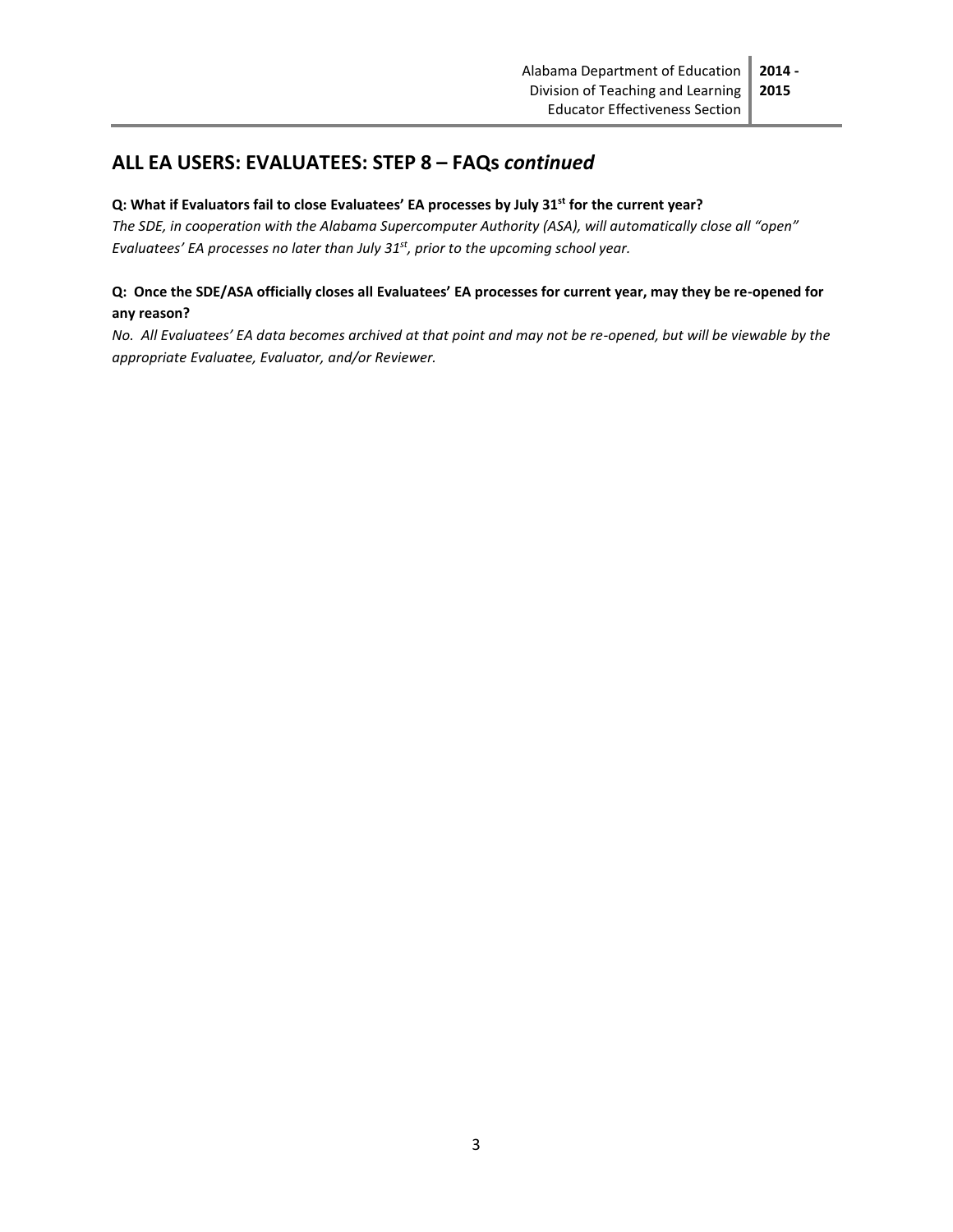## ALL EA USERS: EVALUATEES: STEP 8 – FAQs *continued*

**Q: What if Evaluators fail to close Evaluatees' EA processes by July 31st for the current year?**

*The SDE, in cooperation with the Alabama Supercomputer Authority (ASA), will automatically close all "open" Evaluatees' EA processes no later than July 31st, prior to the upcoming school year.*

**Q: Once the SDE/ASA officially closes all Evaluatees' EA processes for current year, may they be re-opened for any reason?**

*No. All Evaluatees' EA data becomes archived at that point and may not be re-opened, but will be viewable by the appropriate Evaluatee, Evaluator, and/or Reviewer.*